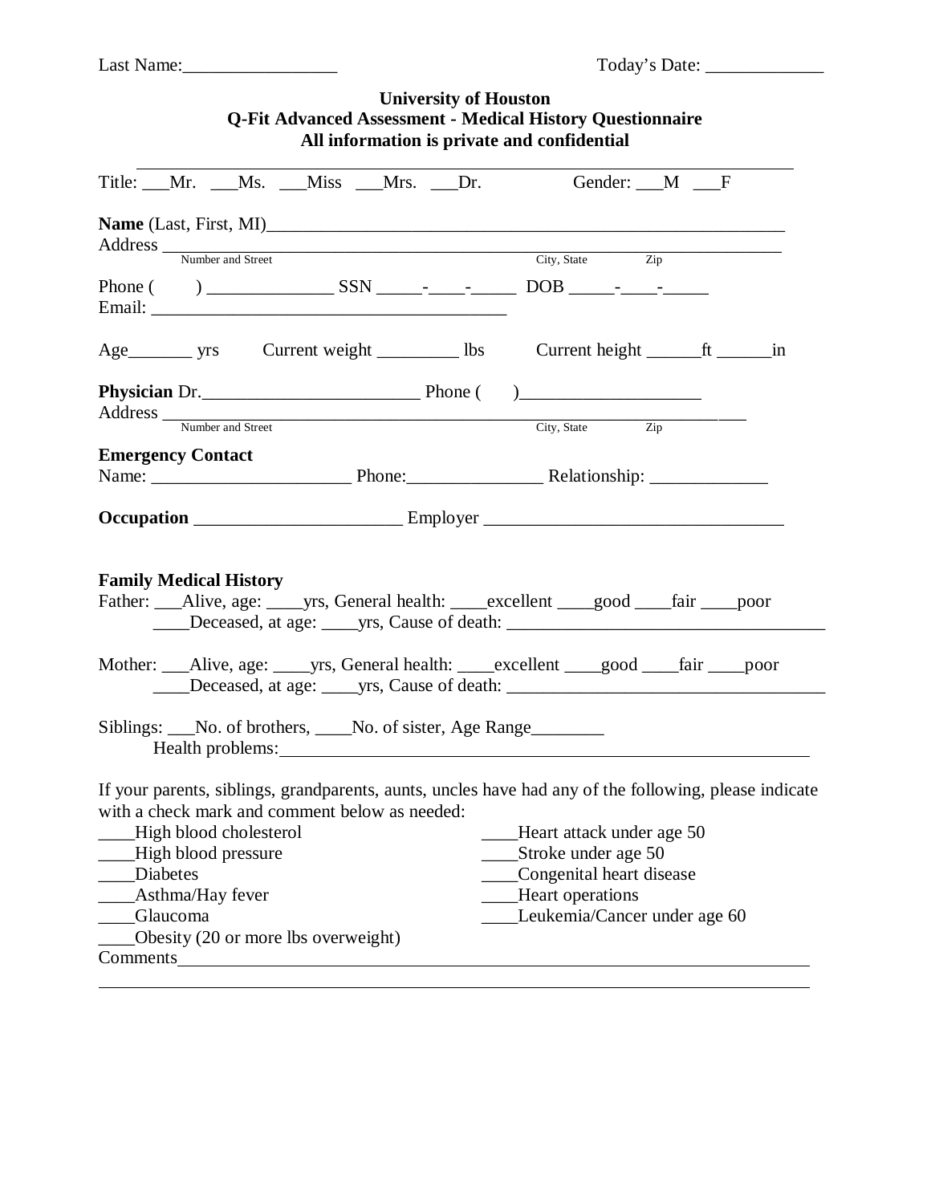Last Name:_________________ Today's Date: _____________

**University of Houston**
**Q-Fit Advanced Assessment - Medical History Questionnaire**
**All information is private and confidential**

Title: ___Mr. ___Ms. ___Miss ___Mrs. ___Dr. Gender: ___M ___F

**Name** (Last, First, MI)_____________________________________________________________

Address ____________________________________________________________________
Number and Street City, State Zip

Phone ( ) ______________ SSN _____-____-_____ DOB _____-____-_____

Email: ________________________________________

Age_______ yrs Current weight _________ lbs Current height ______ft ______in

**Physician** Dr.________________________ Phone ( )____________________

Address ____________________________________________________________________
Number and Street City, State Zip

**Emergency Contact**

Name: ______________________ Phone:_______________ Relationship: _____________

**Occupation** _______________________ Employer ________________________________

**Family Medical History**

Father: ___Alive, age: ____yrs, General health: ____excellent ____good ____fair ____poor
____Deceased, at age: ____yrs, Cause of death: ___________________________________

Mother: ___Alive, age: ____yrs, General health: ____excellent ____good ____fair ____poor
____Deceased, at age: ____yrs, Cause of death: ___________________________________

Siblings: ___No. of brothers, ____No. of sister, Age Range________
Health problems:______________________________________________________________

If your parents, siblings, grandparents, aunts, uncles have had any of the following, please indicate with a check mark and comment below as needed:

____High blood cholesterol
____High blood pressure
____Diabetes
____Asthma/Hay fever
____Glaucoma
____Obesity (20 or more lbs overweight)
____Heart attack under age 50
____Stroke under age 50
____Congenital heart disease
____Heart operations
____Leukemia/Cancer under age 60

Comments__________________________________________________________________________

__________________________________________________________________________________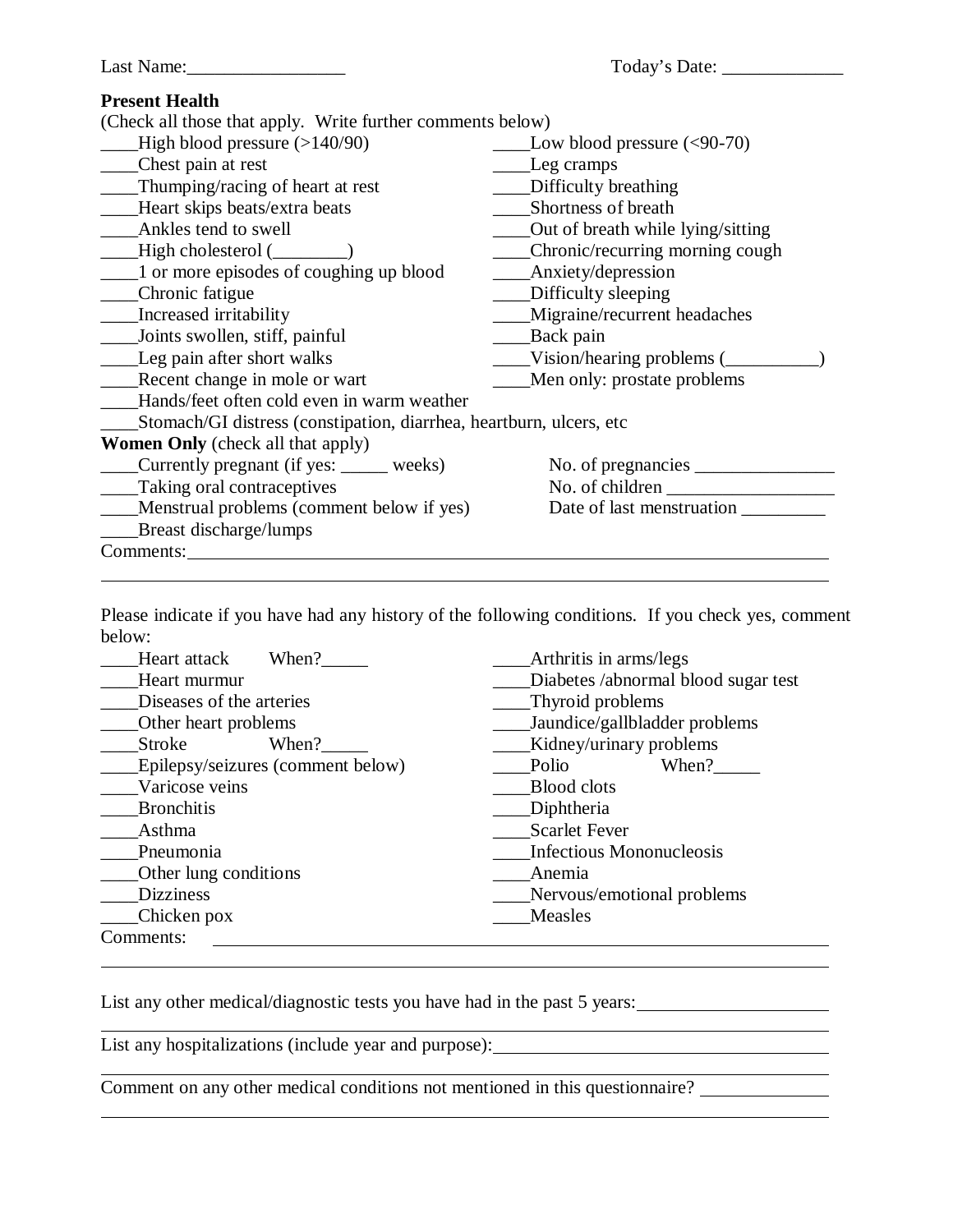Last Name:_________________ Today's Date: _____________

**Present Health**

(Check all those that apply. Write further comments below)

- ____High blood pressure (>140/90)
- ____Chest pain at rest
- ____Thumping/racing of heart at rest
- ____Heart skips beats/extra beats
- ____Ankles tend to swell
- ____High cholesterol (________)
- ____1 or more episodes of coughing up blood
- ____Chronic fatigue
- ____Increased irritability
- ____Joints swollen, stiff, painful
- ____Leg pain after short walks
- ____Recent change in mole or wart
- ____Hands/feet often cold even in warm weather
- ____Stomach/GI distress (constipation, diarrhea, heartburn, ulcers, etc
- ____Low blood pressure (<90-70)
- ____Leg cramps
- ____Difficulty breathing
- ____Shortness of breath
- ____Out of breath while lying/sitting
- ____Chronic/recurring morning cough
- ____Anxiety/depression
- ____Difficulty sleeping
- ____Migraine/recurrent headaches
- ____Back pain
- ____Vision/hearing problems (__________)
- ____Men only: prostate problems

**Women Only** (check all that apply)

- ____Currently pregnant (if yes: _____ weeks)
- ____Taking oral contraceptives
- ____Menstrual problems (comment below if yes)
- ____Breast discharge/lumps

No. of pregnancies _______________

No. of children __________________

Date of last menstruation _________

Comments:______________________________________________________________

_______________________________________________________________________

Please indicate if you have had any history of the following conditions. If you check yes, comment below:

- ____Heart attack When?_____
- ____Heart murmur
- ____Diseases of the arteries
- ____Other heart problems
- ____Stroke When?_____
- ____Epilepsy/seizures (comment below)
- ____Varicose veins
- ____Bronchitis
- ____Asthma
- ____Pneumonia
- ____Other lung conditions
- ____Dizziness
- ____Chicken pox
- ____Arthritis in arms/legs
- ____Diabetes /abnormal blood sugar test
- ____Thyroid problems
- ____Jaundice/gallbladder problems
- ____Kidney/urinary problems
- ____Polio When?_____
- ____Blood clots
- ____Diphtheria
- ____Scarlet Fever
- ____Infectious Mononucleosis
- ____Anemia
- ____Nervous/emotional problems
- ____Measles

Comments: ______________________________________________________________

_______________________________________________________________________

List any other medical/diagnostic tests you have had in the past 5 years:_____________________

_______________________________________________________________________

List any hospitalizations (include year and purpose):____________________________________

_______________________________________________________________________

Comment on any other medical conditions not mentioned in this questionnaire? ______________

_______________________________________________________________________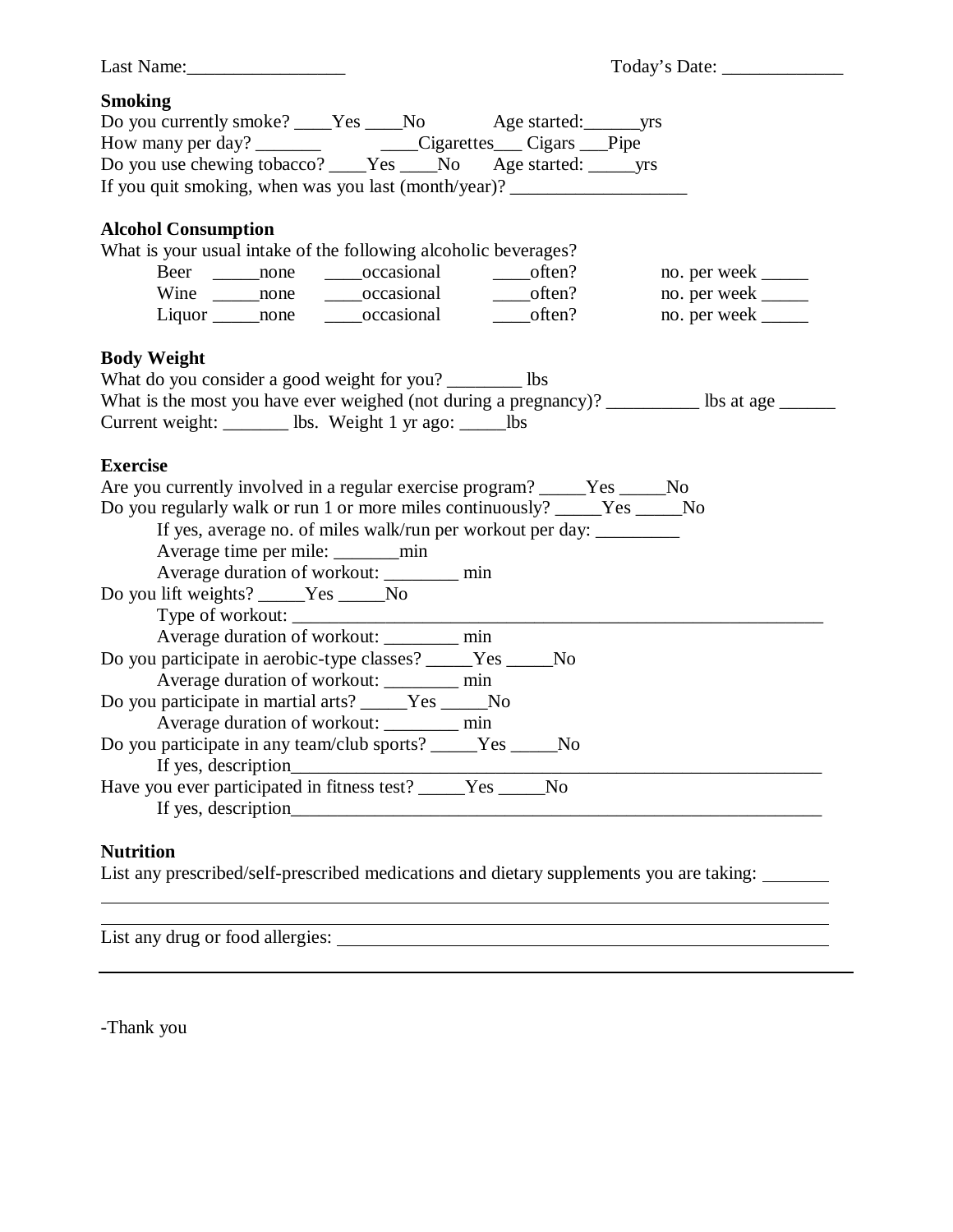Last Name:_________________ Today's Date: _____________

**Smoking**

Do you currently smoke? ____Yes ____No Age started:______yrs

How many per day? _______ ____Cigarettes___ Cigars ___Pipe

Do you use chewing tobacco? ____Yes ____No Age started: _____yrs

If you quit smoking, when was you last (month/year)? ___________________

**Alcohol Consumption**

What is your usual intake of the following alcoholic beverages?

| | | | | |
|---|---|---|---|---|
| Beer | _____none | ____occasional | ____often? | no. per week _____ |
| Wine | _____none | ____occasional | ____often? | no. per week _____ |
| Liquor | _____none | ____occasional | ____often? | no. per week _____ |

**Body Weight**

What do you consider a good weight for you? ________ lbs

What is the most you have ever weighed (not during a pregnancy)? __________ lbs at age ______

Current weight: _______ lbs. Weight 1 yr ago: _____lbs

**Exercise**

Are you currently involved in a regular exercise program? _____Yes _____No

Do you regularly walk or run 1 or more miles continuously? _____Yes _____No

If yes, average no. of miles walk/run per workout per day: _________

Average time per mile: _______min

Average duration of workout: ________ min

Do you lift weights? _____Yes _____No

Type of workout: ___________________________________________________________

Average duration of workout: ________ min

Do you participate in aerobic-type classes? _____Yes _____No

Average duration of workout: ________ min

Do you participate in martial arts? _____Yes _____No

Average duration of workout: ________ min

Do you participate in any team/club sports? _____Yes _____No

If yes, description____________________________________________________________

Have you ever participated in fitness test? _____Yes _____No

If yes, description____________________________________________________________

**Nutrition**

List any prescribed/self-prescribed medications and dietary supplements you are taking: _______

List any drug or food allergies: ________________________________________________________

---

-Thank you